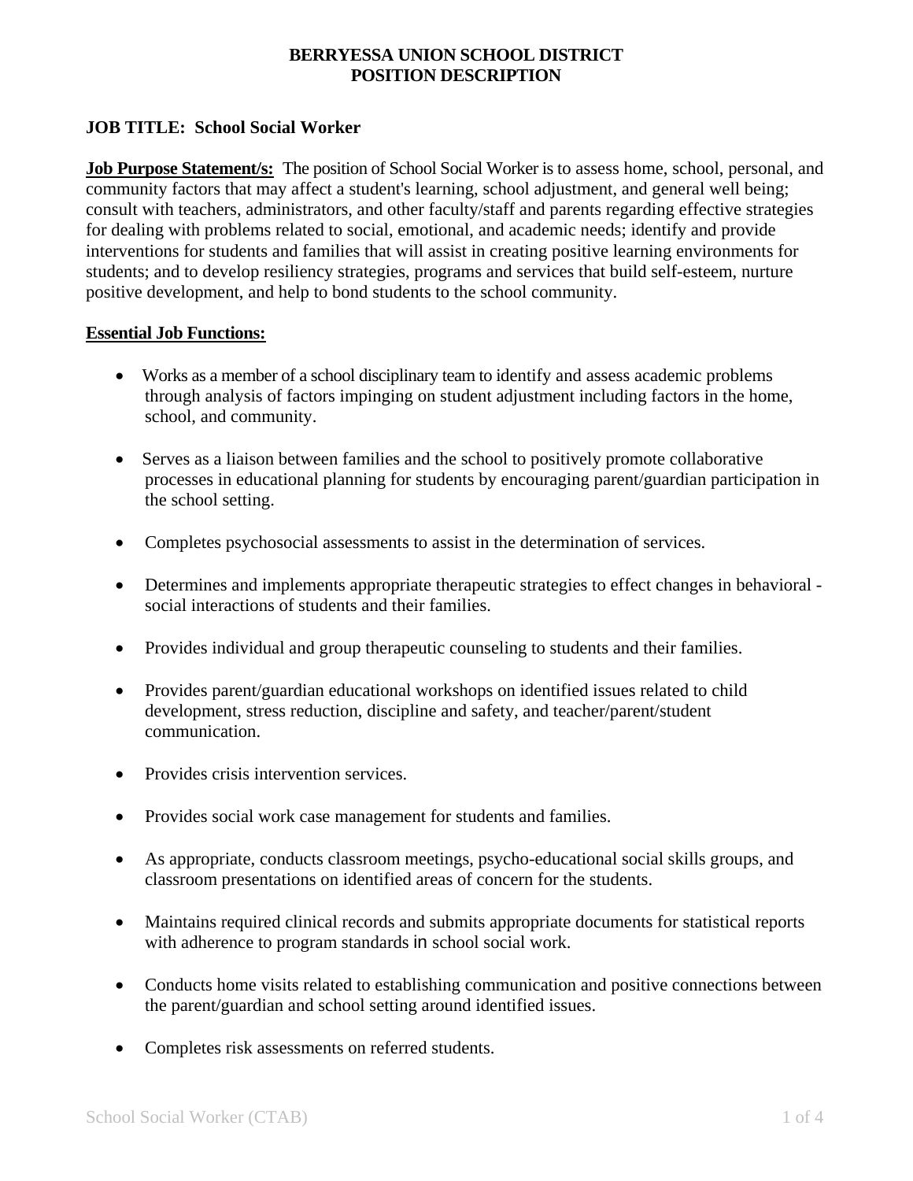**BERRYESSA UNION SCHOOL DISTRICT**
**POSITION DESCRIPTION**

**JOB TITLE: School Social Worker**

**Job Purpose Statement/s:** The position of School Social Worker is to assess home, school, personal, and community factors that may affect a student's learning, school adjustment, and general well being; consult with teachers, administrators, and other faculty/staff and parents regarding effective strategies for dealing with problems related to social, emotional, and academic needs; identify and provide interventions for students and families that will assist in creating positive learning environments for students; and to develop resiliency strategies, programs and services that build self-esteem, nurture positive development, and help to bond students to the school community.

**Essential Job Functions:**

- Works as a member of a school disciplinary team to identify and assess academic problems through analysis of factors impinging on student adjustment including factors in the home, school, and community.

- Serves as a liaison between families and the school to positively promote collaborative processes in educational planning for students by encouraging parent/guardian participation in the school setting.

- Completes psychosocial assessments to assist in the determination of services.

- Determines and implements appropriate therapeutic strategies to effect changes in behavioral - social interactions of students and their families.

- Provides individual and group therapeutic counseling to students and their families.

- Provides parent/guardian educational workshops on identified issues related to child development, stress reduction, discipline and safety, and teacher/parent/student communication.

- Provides crisis intervention services.

- Provides social work case management for students and families.

- As appropriate, conducts classroom meetings, psycho-educational social skills groups, and classroom presentations on identified areas of concern for the students.

- Maintains required clinical records and submits appropriate documents for statistical reports with adherence to program standards in school social work.

- Conducts home visits related to establishing communication and positive connections between the parent/guardian and school setting around identified issues.

- Completes risk assessments on referred students.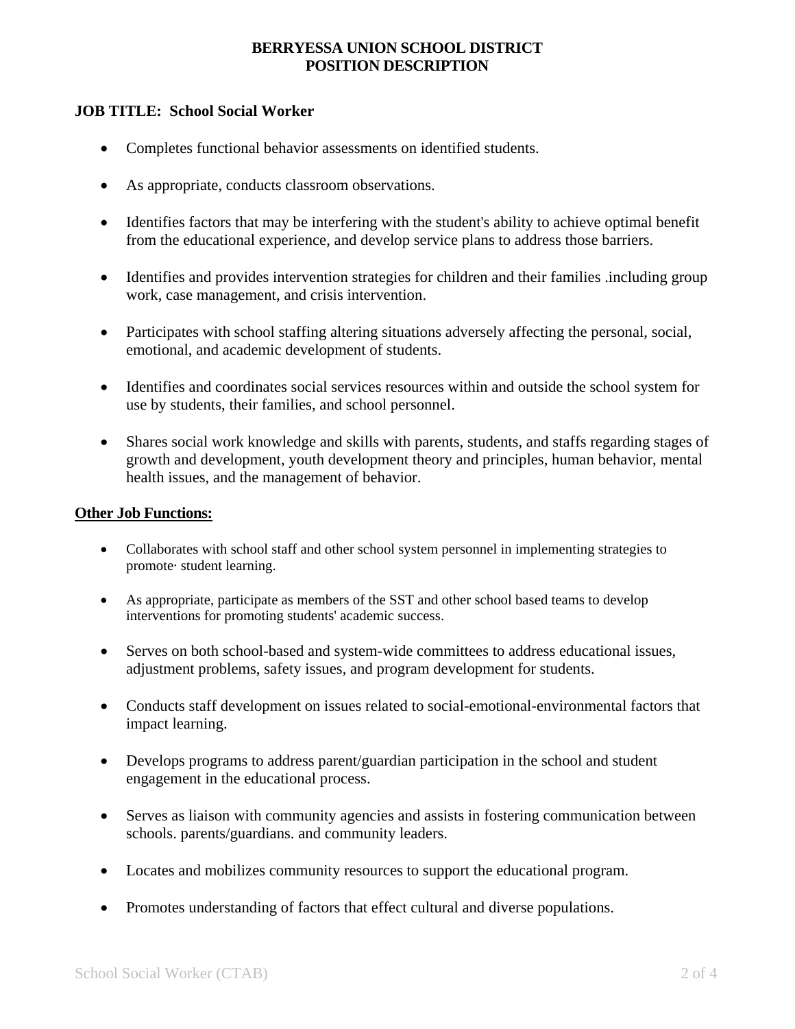**BERRYESSA UNION SCHOOL DISTRICT**
**POSITION DESCRIPTION**

**JOB TITLE: School Social Worker**

- Completes functional behavior assessments on identified students.
- As appropriate, conducts classroom observations.
- Identifies factors that may be interfering with the student's ability to achieve optimal benefit from the educational experience, and develop service plans to address those barriers.
- Identifies and provides intervention strategies for children and their families .including group work, case management, and crisis intervention.
- Participates with school staffing altering situations adversely affecting the personal, social, emotional, and academic development of students.
- Identifies and coordinates social services resources within and outside the school system for use by students, their families, and school personnel.
- Shares social work knowledge and skills with parents, students, and staffs regarding stages of growth and development, youth development theory and principles, human behavior, mental health issues, and the management of behavior.

**Other Job Functions:**

- Collaborates with school staff and other school system personnel in implementing strategies to promote· student learning.
- As appropriate, participate as members of the SST and other school based teams to develop interventions for promoting students' academic success.
- Serves on both school-based and system-wide committees to address educational issues, adjustment problems, safety issues, and program development for students.
- Conducts staff development on issues related to social-emotional-environmental factors that impact learning.
- Develops programs to address parent/guardian participation in the school and student engagement in the educational process.
- Serves as liaison with community agencies and assists in fostering communication between schools. parents/guardians. and community leaders.
- Locates and mobilizes community resources to support the educational program.
- Promotes understanding of factors that effect cultural and diverse populations.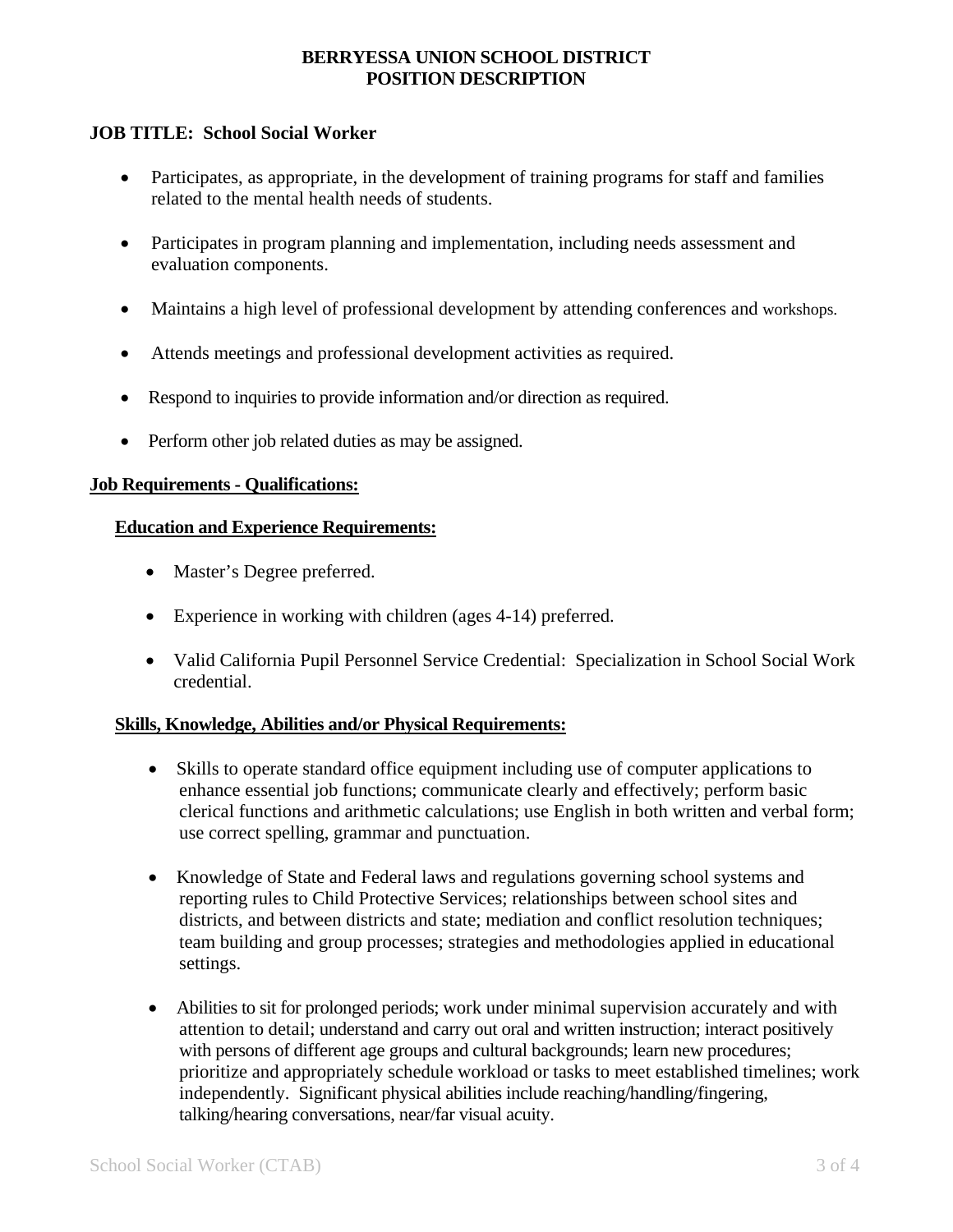**BERRYESSA UNION SCHOOL DISTRICT**
**POSITION DESCRIPTION**

**JOB TITLE: School Social Worker**

- Participates, as appropriate, in the development of training programs for staff and families related to the mental health needs of students.
- Participates in program planning and implementation, including needs assessment and evaluation components.
- Maintains a high level of professional development by attending conferences and workshops.
- Attends meetings and professional development activities as required.
- Respond to inquiries to provide information and/or direction as required.
- Perform other job related duties as may be assigned.

## Job Requirements - Qualifications:

### Education and Experience Requirements:

- Master's Degree preferred.
- Experience in working with children (ages 4-14) preferred.
- Valid California Pupil Personnel Service Credential: Specialization in School Social Work credential.

### Skills, Knowledge, Abilities and/or Physical Requirements:

- Skills to operate standard office equipment including use of computer applications to enhance essential job functions; communicate clearly and effectively; perform basic clerical functions and arithmetic calculations; use English in both written and verbal form; use correct spelling, grammar and punctuation.
- Knowledge of State and Federal laws and regulations governing school systems and reporting rules to Child Protective Services; relationships between school sites and districts, and between districts and state; mediation and conflict resolution techniques; team building and group processes; strategies and methodologies applied in educational settings.
- Abilities to sit for prolonged periods; work under minimal supervision accurately and with attention to detail; understand and carry out oral and written instruction; interact positively with persons of different age groups and cultural backgrounds; learn new procedures; prioritize and appropriately schedule workload or tasks to meet established timelines; work independently. Significant physical abilities include reaching/handling/fingering, talking/hearing conversations, near/far visual acuity.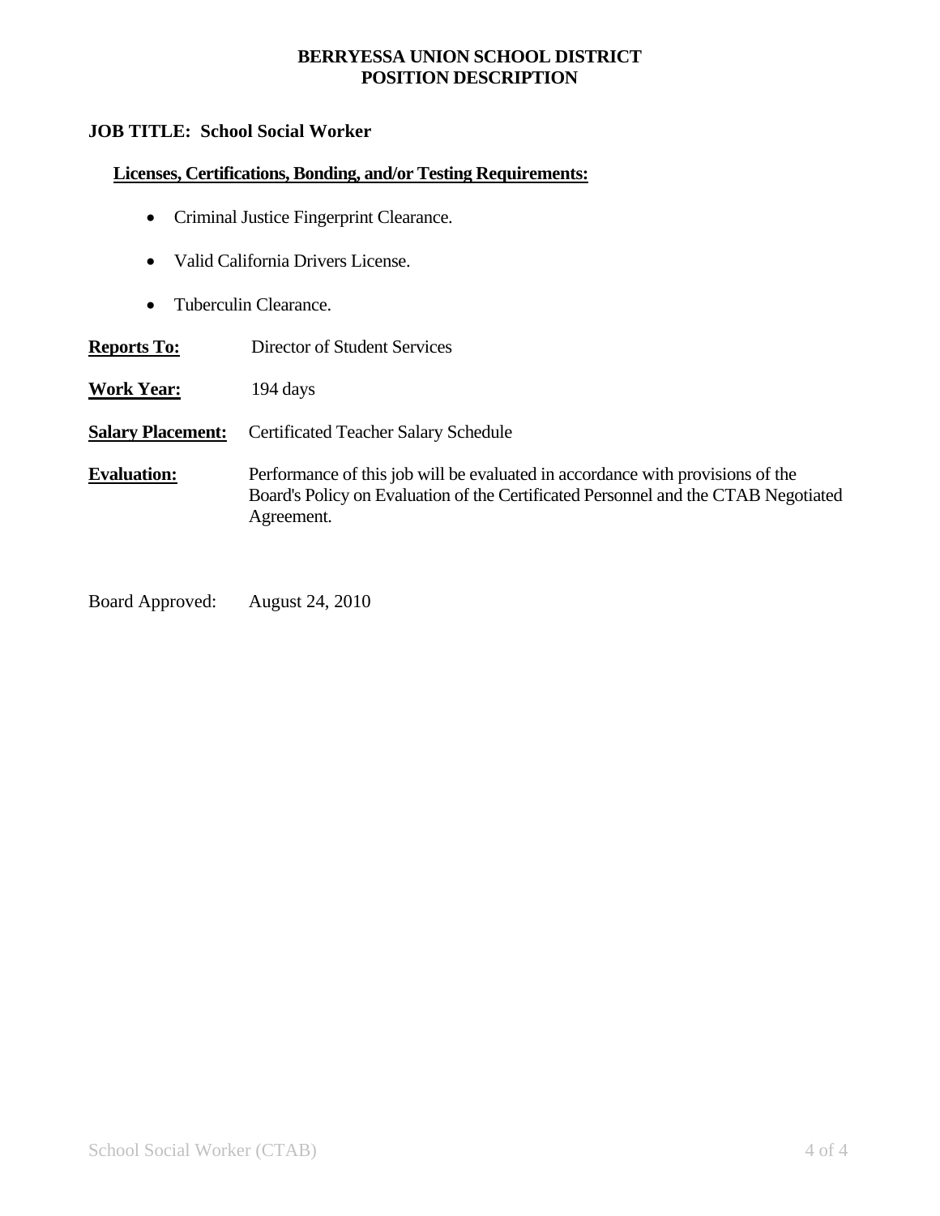**BERRYESSA UNION SCHOOL DISTRICT**
**POSITION DESCRIPTION**

**JOB TITLE: School Social Worker**

**Licenses, Certifications, Bonding, and/or Testing Requirements:**

- Criminal Justice Fingerprint Clearance.
- Valid California Drivers License.
- Tuberculin Clearance.

**Reports To:** Director of Student Services

**Work Year:** 194 days

**Salary Placement:** Certificated Teacher Salary Schedule

**Evaluation:** Performance of this job will be evaluated in accordance with provisions of the Board's Policy on Evaluation of the Certificated Personnel and the CTAB Negotiated Agreement.

Board Approved: August 24, 2010